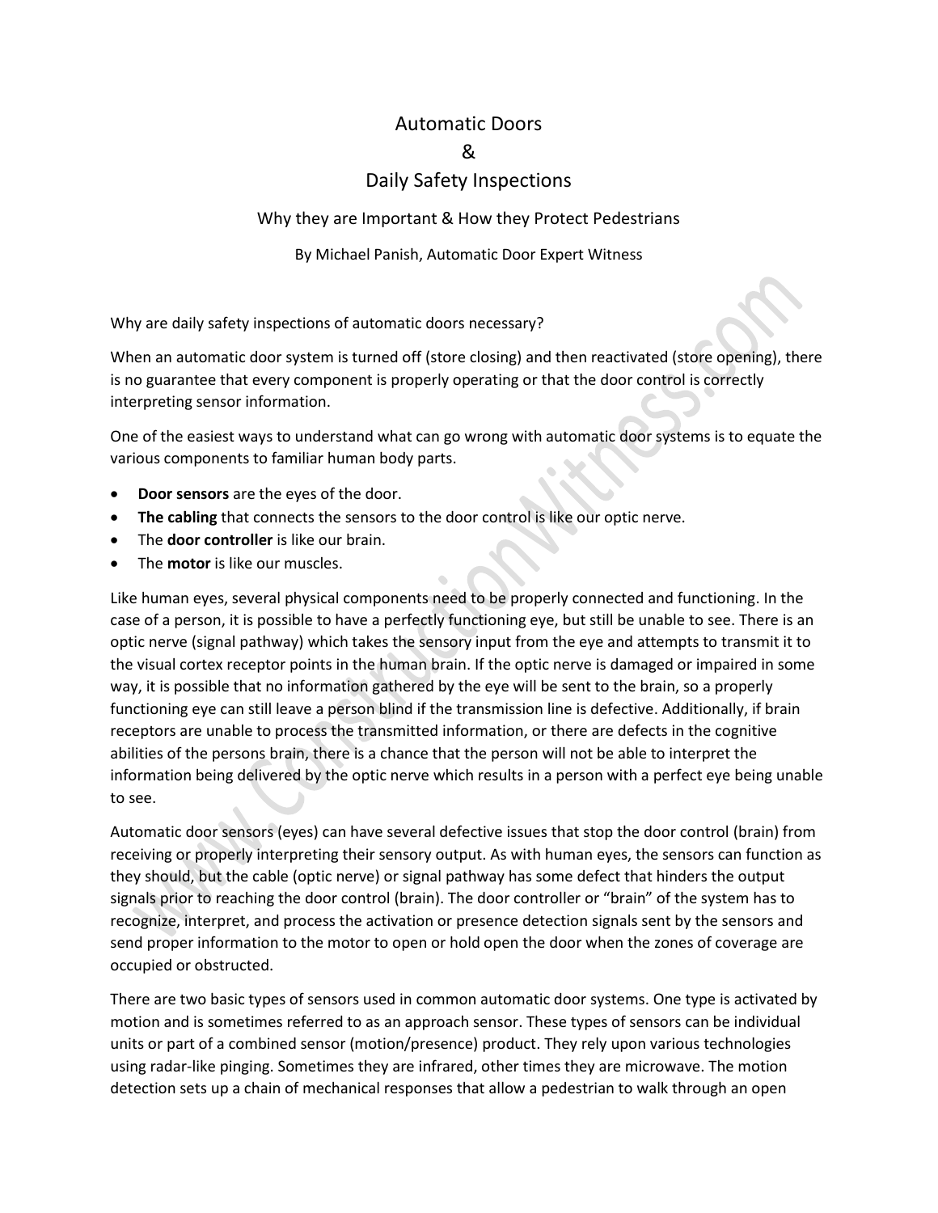# Automatic Doors
# &
# Daily Safety Inspections

### Why they are Important & How they Protect Pedestrians

By Michael Panish, Automatic Door Expert Witness

Why are daily safety inspections of automatic doors necessary?

When an automatic door system is turned off (store closing) and then reactivated (store opening), there is no guarantee that every component is properly operating or that the door control is correctly interpreting sensor information.

One of the easiest ways to understand what can go wrong with automatic door systems is to equate the various components to familiar human body parts.

- **Door sensors** are the eyes of the door.
- **The cabling** that connects the sensors to the door control is like our optic nerve.
- The **door controller** is like our brain.
- The **motor** is like our muscles.

Like human eyes, several physical components need to be properly connected and functioning. In the case of a person, it is possible to have a perfectly functioning eye, but still be unable to see. There is an optic nerve (signal pathway) which takes the sensory input from the eye and attempts to transmit it to the visual cortex receptor points in the human brain. If the optic nerve is damaged or impaired in some way, it is possible that no information gathered by the eye will be sent to the brain, so a properly functioning eye can still leave a person blind if the transmission line is defective. Additionally, if brain receptors are unable to process the transmitted information, or there are defects in the cognitive abilities of the persons brain, there is a chance that the person will not be able to interpret the information being delivered by the optic nerve which results in a person with a perfect eye being unable to see.

Automatic door sensors (eyes) can have several defective issues that stop the door control (brain) from receiving or properly interpreting their sensory output. As with human eyes, the sensors can function as they should, but the cable (optic nerve) or signal pathway has some defect that hinders the output signals prior to reaching the door control (brain). The door controller or "brain" of the system has to recognize, interpret, and process the activation or presence detection signals sent by the sensors and send proper information to the motor to open or hold open the door when the zones of coverage are occupied or obstructed.

There are two basic types of sensors used in common automatic door systems. One type is activated by motion and is sometimes referred to as an approach sensor. These types of sensors can be individual units or part of a combined sensor (motion/presence) product. They rely upon various technologies using radar-like pinging. Sometimes they are infrared, other times they are microwave. The motion detection sets up a chain of mechanical responses that allow a pedestrian to walk through an open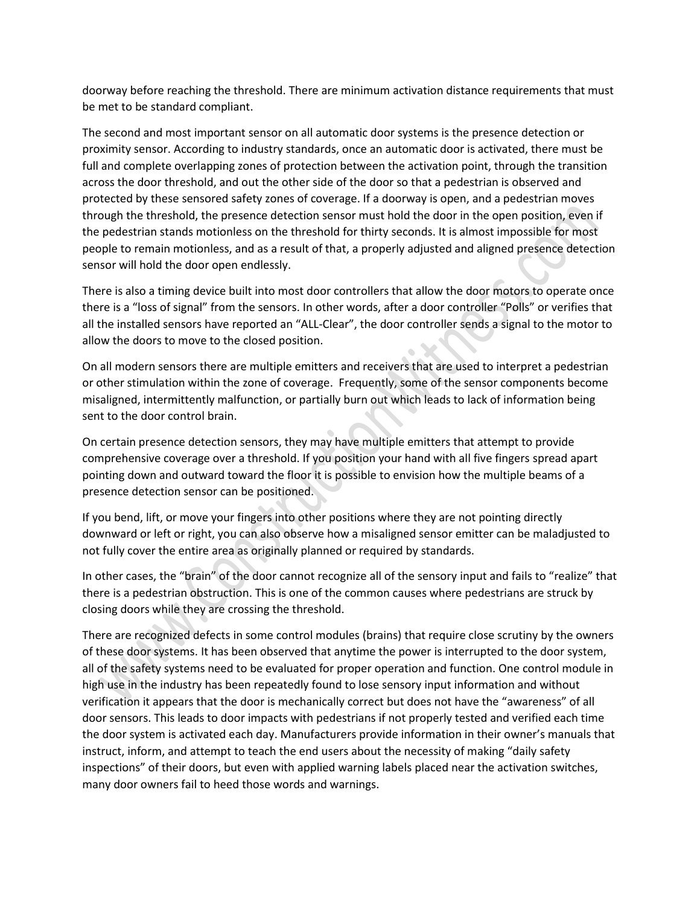doorway before reaching the threshold. There are minimum activation distance requirements that must be met to be standard compliant.

The second and most important sensor on all automatic door systems is the presence detection or proximity sensor. According to industry standards, once an automatic door is activated, there must be full and complete overlapping zones of protection between the activation point, through the transition across the door threshold, and out the other side of the door so that a pedestrian is observed and protected by these sensored safety zones of coverage. If a doorway is open, and a pedestrian moves through the threshold, the presence detection sensor must hold the door in the open position, even if the pedestrian stands motionless on the threshold for thirty seconds. It is almost impossible for most people to remain motionless, and as a result of that, a properly adjusted and aligned presence detection sensor will hold the door open endlessly.

There is also a timing device built into most door controllers that allow the door motors to operate once there is a "loss of signal" from the sensors. In other words, after a door controller "Polls" or verifies that all the installed sensors have reported an "ALL-Clear", the door controller sends a signal to the motor to allow the doors to move to the closed position.

On all modern sensors there are multiple emitters and receivers that are used to interpret a pedestrian or other stimulation within the zone of coverage. Frequently, some of the sensor components become misaligned, intermittently malfunction, or partially burn out which leads to lack of information being sent to the door control brain.

On certain presence detection sensors, they may have multiple emitters that attempt to provide comprehensive coverage over a threshold. If you position your hand with all five fingers spread apart pointing down and outward toward the floor it is possible to envision how the multiple beams of a presence detection sensor can be positioned.

If you bend, lift, or move your fingers into other positions where they are not pointing directly downward or left or right, you can also observe how a misaligned sensor emitter can be maladjusted to not fully cover the entire area as originally planned or required by standards.

In other cases, the "brain" of the door cannot recognize all of the sensory input and fails to "realize" that there is a pedestrian obstruction. This is one of the common causes where pedestrians are struck by closing doors while they are crossing the threshold.

There are recognized defects in some control modules (brains) that require close scrutiny by the owners of these door systems. It has been observed that anytime the power is interrupted to the door system, all of the safety systems need to be evaluated for proper operation and function. One control module in high use in the industry has been repeatedly found to lose sensory input information and without verification it appears that the door is mechanically correct but does not have the "awareness" of all door sensors. This leads to door impacts with pedestrians if not properly tested and verified each time the door system is activated each day. Manufacturers provide information in their owner's manuals that instruct, inform, and attempt to teach the end users about the necessity of making "daily safety inspections" of their doors, but even with applied warning labels placed near the activation switches, many door owners fail to heed those words and warnings.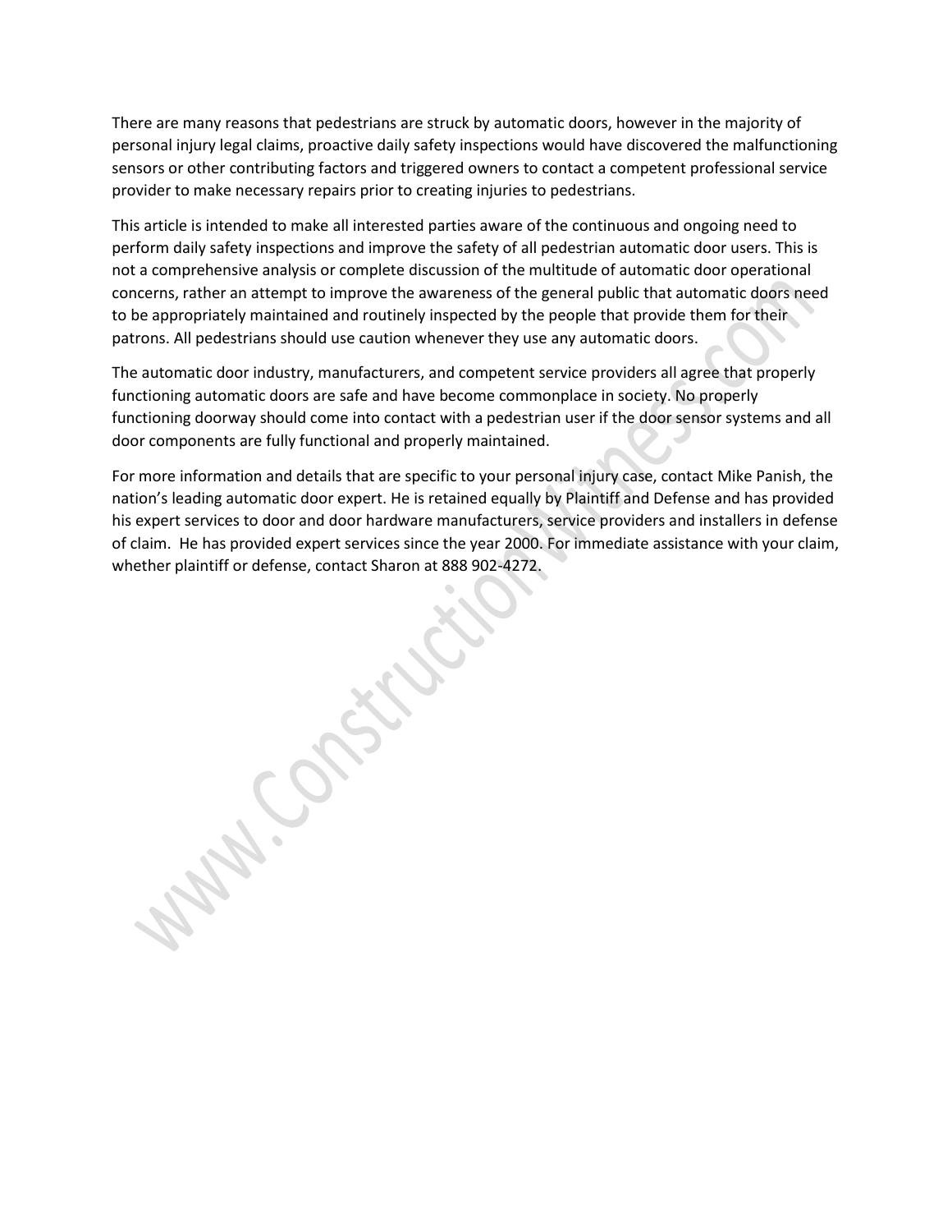There are many reasons that pedestrians are struck by automatic doors, however in the majority of personal injury legal claims, proactive daily safety inspections would have discovered the malfunctioning sensors or other contributing factors and triggered owners to contact a competent professional service provider to make necessary repairs prior to creating injuries to pedestrians.

This article is intended to make all interested parties aware of the continuous and ongoing need to perform daily safety inspections and improve the safety of all pedestrian automatic door users. This is not a comprehensive analysis or complete discussion of the multitude of automatic door operational concerns, rather an attempt to improve the awareness of the general public that automatic doors need to be appropriately maintained and routinely inspected by the people that provide them for their patrons. All pedestrians should use caution whenever they use any automatic doors.

The automatic door industry, manufacturers, and competent service providers all agree that properly functioning automatic doors are safe and have become commonplace in society. No properly functioning doorway should come into contact with a pedestrian user if the door sensor systems and all door components are fully functional and properly maintained.

For more information and details that are specific to your personal injury case, contact Mike Panish, the nation's leading automatic door expert. He is retained equally by Plaintiff and Defense and has provided his expert services to door and door hardware manufacturers, service providers and installers in defense of claim. He has provided expert services since the year 2000. For immediate assistance with your claim, whether plaintiff or defense, contact Sharon at 888 902-4272.